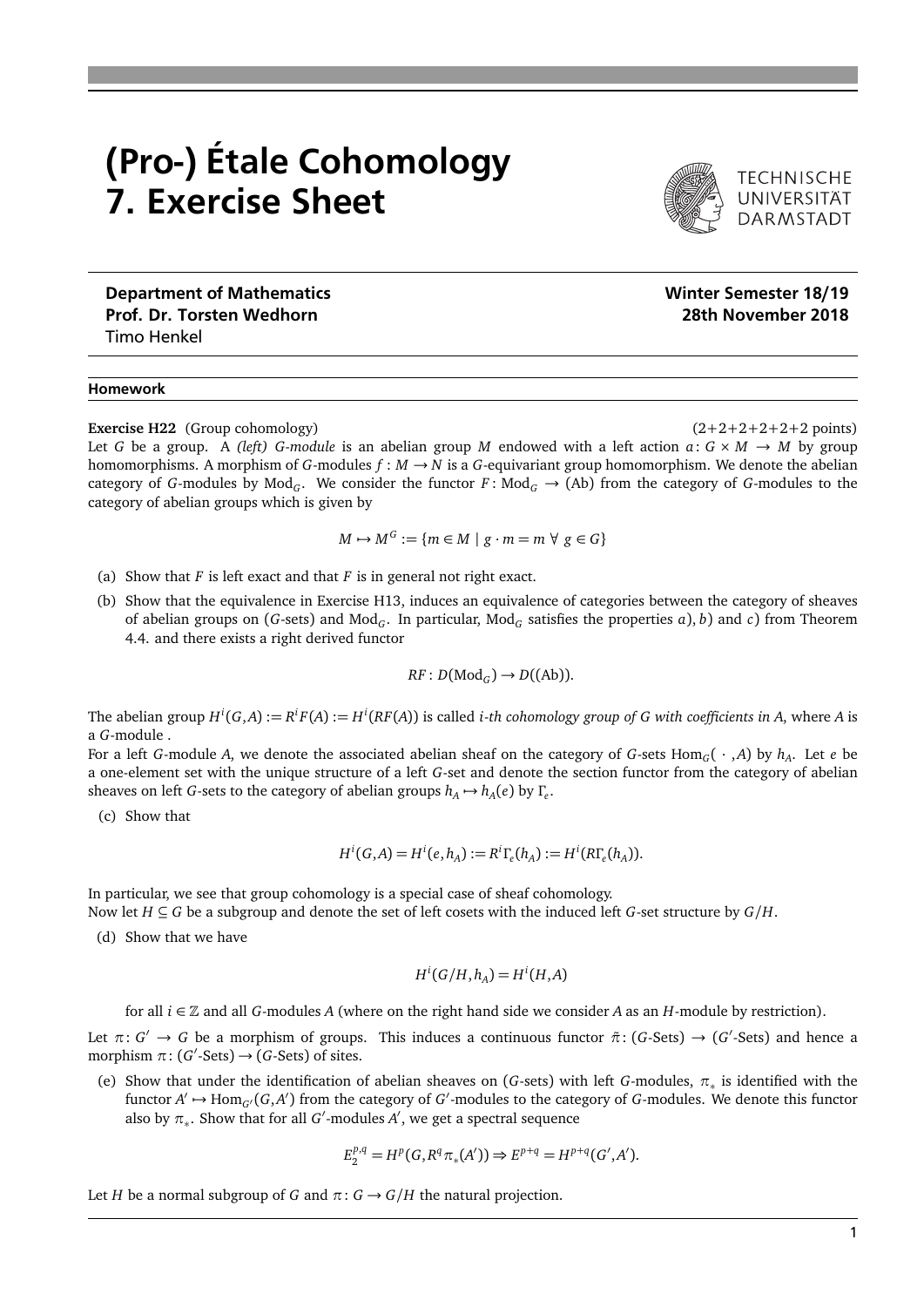# (Pro-) Étale Cohomology
# 7. Exercise Sheet

**Department of Mathematics**
**Prof. Dr. Torsten Wedhorn**
Timo Henkel

**Winter Semester 18/19**
**28th November 2018**

## Homework

**Exercise H22** (Group cohomology) (2+2+2+2+2+2 points)

Let $G$ be a group. A *(left) $G$-module* is an abelian group $M$ endowed with a left action $a: G \times M \to M$ by group homomorphisms. A morphism of $G$-modules $f: M \to N$ is a $G$-equivariant group homomorphism. We denote the abelian category of $G$-modules by $\mathrm{Mod}_G$. We consider the functor $F: \mathrm{Mod}_G \to (\mathrm{Ab})$ from the category of $G$-modules to the category of abelian groups which is given by

$$M \mapsto M^G := \{m \in M \mid g \cdot m = m \ \forall \ g \in G\}$$

(a) Show that $F$ is left exact and that $F$ is in general not right exact.

(b) Show that the equivalence in Exercise H13, induces an equivalence of categories between the category of sheaves of abelian groups on ($G$-sets) and $\mathrm{Mod}_G$. In particular, $\mathrm{Mod}_G$ satisfies the properties $a$), $b$) and $c$) from Theorem 4.4. and there exists a right derived functor

$$RF: D(\mathrm{Mod}_G) \to D((\mathrm{Ab})).$$

The abelian group $H^i(G, A) := R^i F(A) := H^i(RF(A))$ is called *i-th cohomology group of G with coefficients in A*, where $A$ is a $G$-module .

For a left $G$-module $A$, we denote the associated abelian sheaf on the category of $G$-sets $\mathrm{Hom}_G(\,\cdot\,, A)$ by $h_A$. Let $e$ be a one-element set with the unique structure of a left $G$-set and denote the section functor from the category of abelian sheaves on left $G$-sets to the category of abelian groups $h_A \mapsto h_A(e)$ by $\Gamma_e$.

(c) Show that

$$H^i(G, A) = H^i(e, h_A) := R^i\Gamma_e(h_A) := H^i(R\Gamma_e(h_A)).$$

In particular, we see that group cohomology is a special case of sheaf cohomology.

Now let $H \subseteq G$ be a subgroup and denote the set of left cosets with the induced left $G$-set structure by $G/H$.

(d) Show that we have

$$H^i(G/H, h_A) = H^i(H, A)$$

for all $i \in \mathbb{Z}$ and all $G$-modules $A$ (where on the right hand side we consider $A$ as an $H$-module by restriction).

Let $\pi: G' \to G$ be a morphism of groups. This induces a continuous functor $\tilde{\pi}: (G\text{-Sets}) \to (G'\text{-Sets})$ and hence a morphism $\pi: (G'\text{-Sets}) \to (G\text{-Sets})$ of sites.

(e) Show that under the identification of abelian sheaves on ($G$-sets) with left $G$-modules, $\pi_*$ is identified with the functor $A' \mapsto \mathrm{Hom}_{G'}(G, A')$ from the category of $G'$-modules to the category of $G$-modules. We denote this functor also by $\pi_*$. Show that for all $G'$-modules $A'$, we get a spectral sequence

$$E_2^{p,q} = H^p(G, R^q\pi_*(A')) \Rightarrow E^{p+q} = H^{p+q}(G', A').$$

Let $H$ be a normal subgroup of $G$ and $\pi: G \to G/H$ the natural projection.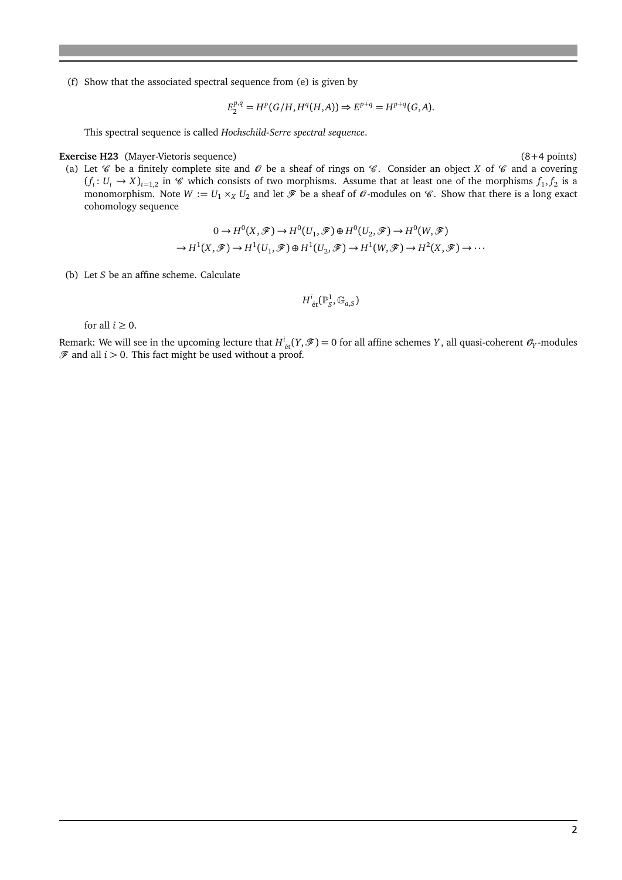(f) Show that the associated spectral sequence from (e) is given by

$$E_2^{p,q} = H^p(G/H, H^q(H,A)) \Rightarrow E^{p+q} = H^{p+q}(G,A).$$

This spectral sequence is called *Hochschild-Serre spectral sequence*.

**Exercise H23** (Mayer-Vietoris sequence) (8+4 points)

(a) Let $\mathscr{C}$ be a finitely complete site and $\mathscr{O}$ be a sheaf of rings on $\mathscr{C}$. Consider an object $X$ of $\mathscr{C}$ and a covering $(f_i \colon U_i \to X)_{i=1,2}$ in $\mathscr{C}$ which consists of two morphisms. Assume that at least one of the morphisms $f_1, f_2$ is a monomorphism. Note $W := U_1 \times_X U_2$ and let $\mathscr{F}$ be a sheaf of $\mathscr{O}$-modules on $\mathscr{C}$. Show that there is a long exact cohomology sequence

$$0 \to H^0(X,\mathscr{F}) \to H^0(U_1,\mathscr{F}) \oplus H^0(U_2,\mathscr{F}) \to H^0(W,\mathscr{F})$$
$$\to H^1(X,\mathscr{F}) \to H^1(U_1,\mathscr{F}) \oplus H^1(U_2,\mathscr{F}) \to H^1(W,\mathscr{F}) \to H^2(X,\mathscr{F}) \to \cdots$$

(b) Let $S$ be an affine scheme. Calculate

$$H^i_{\text{ét}}(\mathbb{P}^1_S, \mathbb{G}_{a,S})$$

for all $i \geq 0$.

Remark: We will see in the upcoming lecture that $H^i_{\text{ét}}(Y,\mathscr{F}) = 0$ for all affine schemes $Y$, all quasi-coherent $\mathscr{O}_Y$-modules $\mathscr{F}$ and all $i > 0$. This fact might be used without a proof.